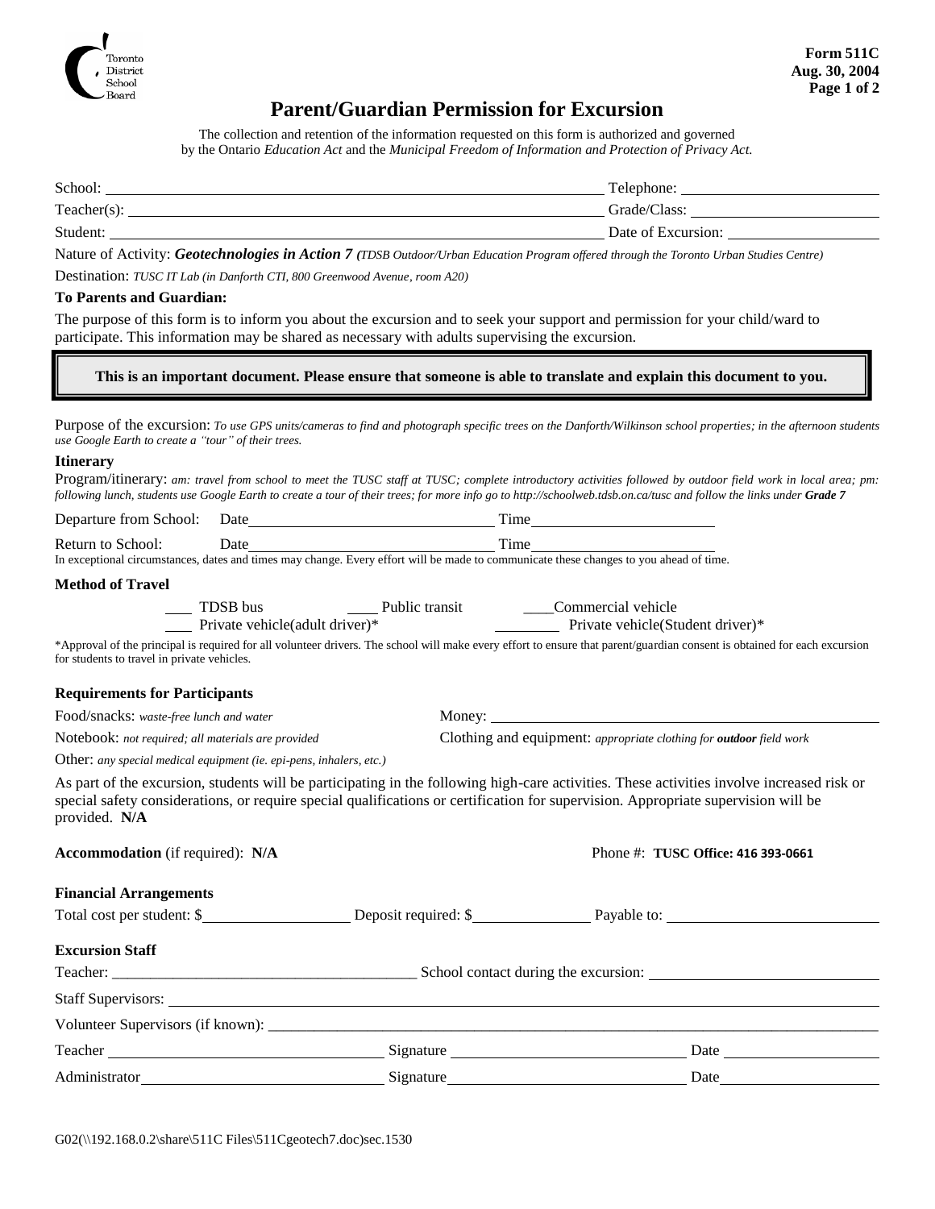Toronto District School Board

**Form 511C**
**Aug. 30, 2004**

# Parent/Guardian Permission for Excursion

The collection and retention of the information requested on this form is authorized and governed by the Ontario *Education Act* and the *Municipal Freedom of Information and Protection of Privacy Act.*

School: ______________________________ Telephone: ______________

Teacher(s): ______________________________ Grade/Class: ______________

Student: ______________________________ Date of Excursion: ______________

Nature of Activity: ***Geotechnologies in Action 7*** *(TDSB Outdoor/Urban Education Program offered through the Toronto Urban Studies Centre)*

Destination: *TUSC IT Lab (in Danforth CTI, 800 Greenwood Avenue, room A20)*

**To Parents and Guardian:**

The purpose of this form is to inform you about the excursion and to seek your support and permission for your child/ward to participate. This information may be shared as necessary with adults supervising the excursion.

**This is an important document. Please ensure that someone is able to translate and explain this document to you.**

Purpose of the excursion: *To use GPS units/cameras to find and photograph specific trees on the Danforth/Wilkinson school properties; in the afternoon students use Google Earth to create a "tour" of their trees.*

**Itinerary**

Program/itinerary: *am: travel from school to meet the TUSC staff at TUSC; complete introductory activities followed by outdoor field work in local area; pm: following lunch, students use Google Earth to create a tour of their trees; for more info go to http://schoolweb.tdsb.on.ca/tusc and follow the links under **Grade 7***

Departure from School: Date ______________ Time ______________

Return to School: Date ______________ Time ______________

In exceptional circumstances, dates and times may change. Every effort will be made to communicate these changes to you ahead of time.

**Method of Travel**

___ TDSB bus ___ Public transit ___Commercial vehicle

___ Private vehicle(adult driver)* ___ Private vehicle(Student driver)*

*Approval of the principal is required for all volunteer drivers. The school will make every effort to ensure that parent/guardian consent is obtained for each excursion for students to travel in private vehicles.

**Requirements for Participants**

Food/snacks: *waste-free lunch and water*

Money: ______________

Notebook: *not required; all materials are provided*

Clothing and equipment: *appropriate clothing for **outdoor** field work*

Other: *any special medical equipment (ie. epi-pens, inhalers, etc.)*

As part of the excursion, students will be participating in the following high-care activities. These activities involve increased risk or special safety considerations, or require special qualifications or certification for supervision. Appropriate supervision will be provided. **N/A**

**Accommodation** (if required): **N/A**

Phone #: **TUSC Office: 416 393-0661**

**Financial Arrangements**

Total cost per student: $__________ Deposit required: $__________ Payable to: ______________

**Excursion Staff**

Teacher: ______________ School contact during the excursion: ______________

Staff Supervisors: ______________

Volunteer Supervisors (if known): ______________

Teacher ______________ Signature ______________ Date ______________

Administrator ______________ Signature ______________ Date ______________

G02(\\192.168.0.2\share\511C Files\511Cgeotech7.doc)sec.1530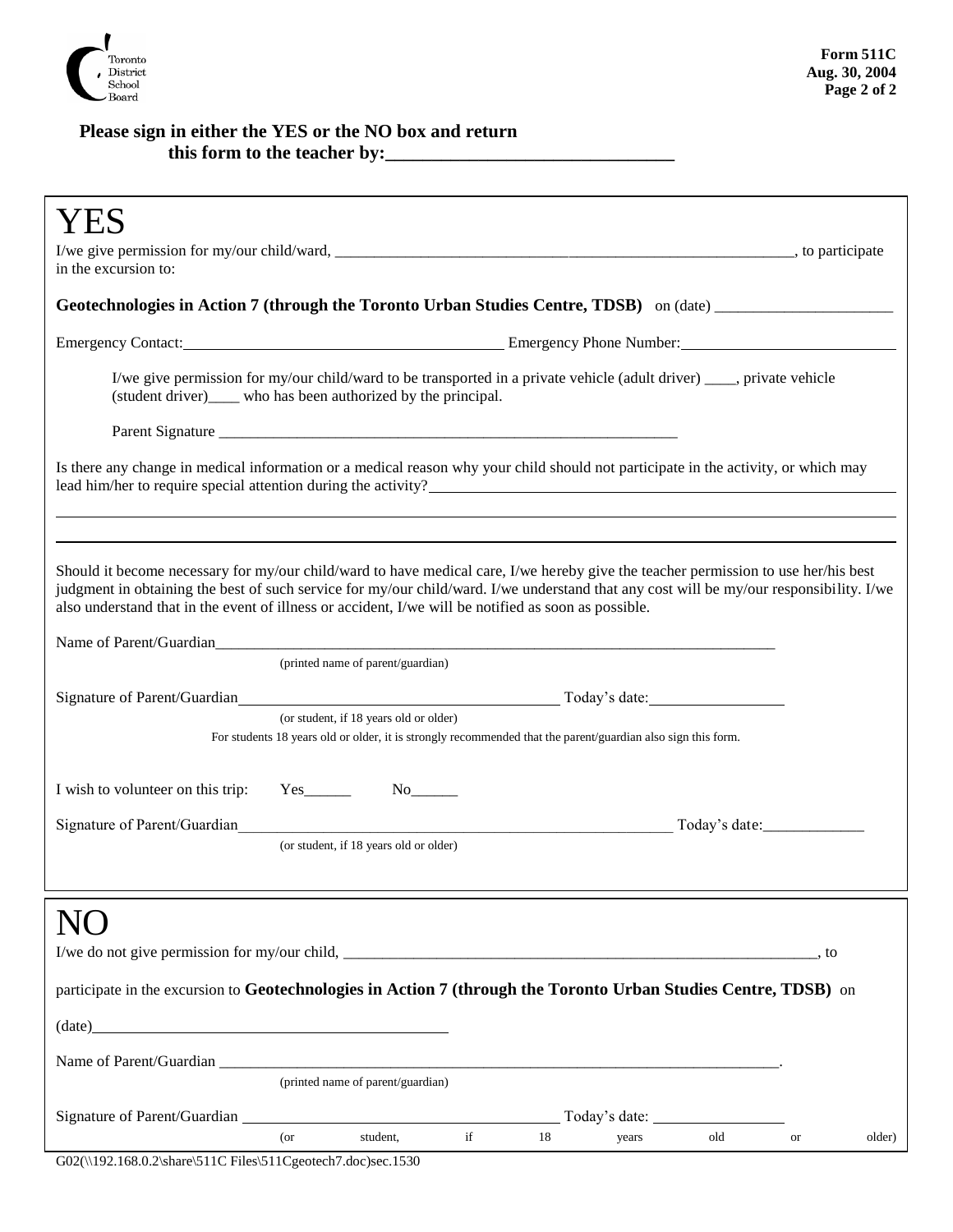**Please sign in either the YES or the NO box and return this form to the teacher by:_______________________________**

# YES

I/we give permission for my/our child/ward, ______________________________________________________________, to participate in the excursion to:

**Geotechnologies in Action 7 (through the Toronto Urban Studies Centre, TDSB)** on (date) _______________________

Emergency Contact:_________________________________________ Emergency Phone Number:____________________________

I/we give permission for my/our child/ward to be transported in a private vehicle (adult driver) ____, private vehicle (student driver)____ who has been authorized by the principal.

Parent Signature ______________________________________________________________

Is there any change in medical information or a medical reason why your child should not participate in the activity, or which may lead him/her to require special attention during the activity?______________________________________________________________

______________________________________________________________________________________________________________

______________________________________________________________________________________________________________

Should it become necessary for my/our child/ward to have medical care, I/we hereby give the teacher permission to use her/his best judgment in obtaining the best of such service for my/our child/ward. I/we understand that any cost will be my/our responsibility. I/we also understand that in the event of illness or accident, I/we will be notified as soon as possible.

Name of Parent/Guardian____________________________________________________________________________
(printed name of parent/guardian)

Signature of Parent/Guardian_____________________________________________ Today's date:_________________
(or student, if 18 years old or older)

For students 18 years old or older, it is strongly recommended that the parent/guardian also sign this form.

I wish to volunteer on this trip: Yes______ No______

Signature of Parent/Guardian__________________________________________________________ Today's date:_____________
(or student, if 18 years old or older)

# NO

I/we do not give permission for my/our child, _______________________________________________________________, to

participate in the excursion to **Geotechnologies in Action 7 (through the Toronto Urban Studies Centre, TDSB)** on

(date)_____________________________________________

Name of Parent/Guardian ___________________________________________________________________________.
(printed name of parent/guardian)

Signature of Parent/Guardian _________________________________________ Today's date: _________________
(or student, if 18 years old or older)

G02(\\192.168.0.2\share\511C Files\511Cgeotech7.doc)sec.1530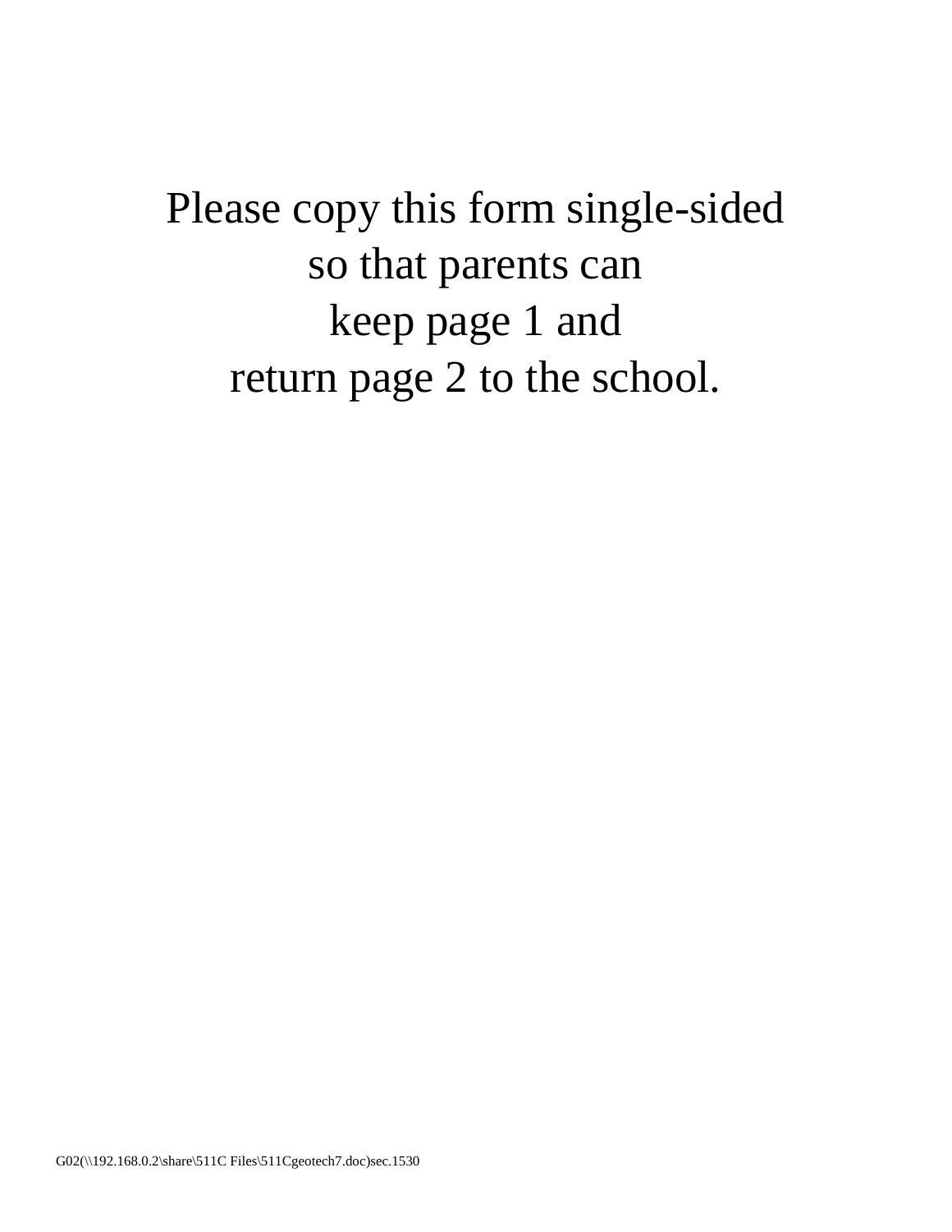Please copy this form single-sided
so that parents can
keep page 1 and
return page 2 to the school.

G02(\\192.168.0.2\share\511C Files\511Cgeotech7.doc)sec.1530